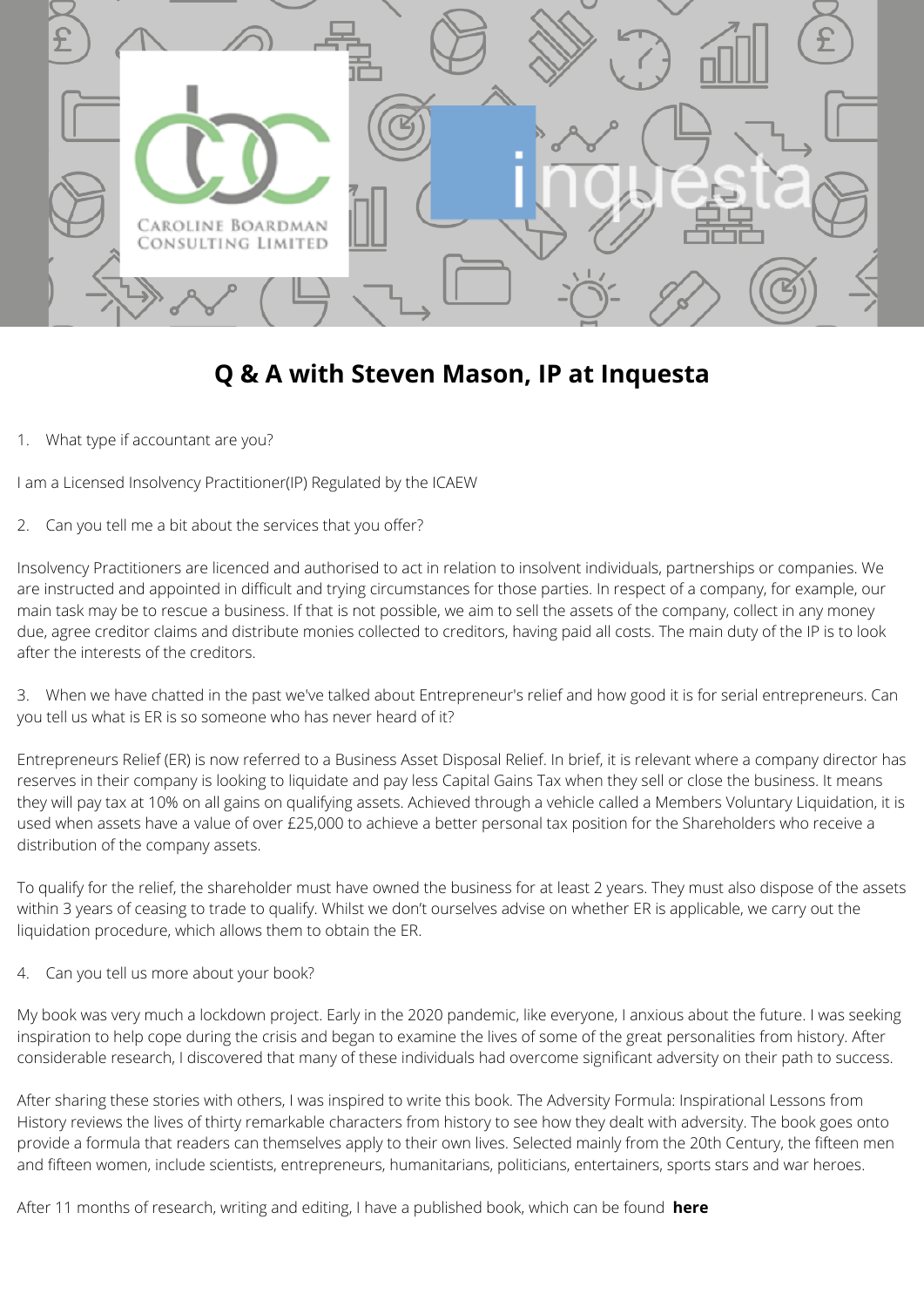# Q & A with Steven Mason, IP at Inquesta

1. What type if accountant are you?

I am a Licensed Insolvency Practitioner(IP) Regulated by the ICAEW

2. Can you tell me a bit about the services that you offer?

Insolvency Practitioners are licenced and authorised to act in relation to insolvent individuals, partnerships or companies. We are instructed and appointed in difficult and trying circumstances for those parties. In respect of a company, for example, our main task may be to rescue a business. If that is not possible, we aim to sell the assets of the company, collect in any money due, agree creditor claims and distribute monies collected to creditors, having paid all costs. The main duty of the IP is to look after the interests of the creditors.

3. When we have chatted in the past we've talked about Entrepreneur's relief and how good it is for serial entrepreneurs. Can you tell us what is ER is so someone who has never heard of it?

Entrepreneurs Relief (ER) is now referred to a Business Asset Disposal Relief. In brief, it is relevant where a company director has reserves in their company is looking to liquidate and pay less Capital Gains Tax when they sell or close the business. It means they will pay tax at 10% on all gains on qualifying assets. Achieved through a vehicle called a Members Voluntary Liquidation, it is used when assets have a value of over £25,000 to achieve a better personal tax position for the Shareholders who receive a distribution of the company assets.

To qualify for the relief, the shareholder must have owned the business for at least 2 years. They must also dispose of the assets within 3 years of ceasing to trade to qualify. Whilst we don't ourselves advise on whether ER is applicable, we carry out the liquidation procedure, which allows them to obtain the ER.

4. Can you tell us more about your book?

My book was very much a lockdown project. Early in the 2020 pandemic, like everyone, I anxious about the future. I was seeking inspiration to help cope during the crisis and began to examine the lives of some of the great personalities from history. After considerable research, I discovered that many of these individuals had overcome significant adversity on their path to success.

After sharing these stories with others, I was inspired to write this book. The Adversity Formula: Inspirational Lessons from History reviews the lives of thirty remarkable characters from history to see how they dealt with adversity. The book goes onto provide a formula that readers can themselves apply to their own lives. Selected mainly from the 20th Century, the fifteen men and fifteen women, include scientists, entrepreneurs, humanitarians, politicians, entertainers, sports stars and war heroes.

After 11 months of research, writing and editing, I have a published book, which can be found **here**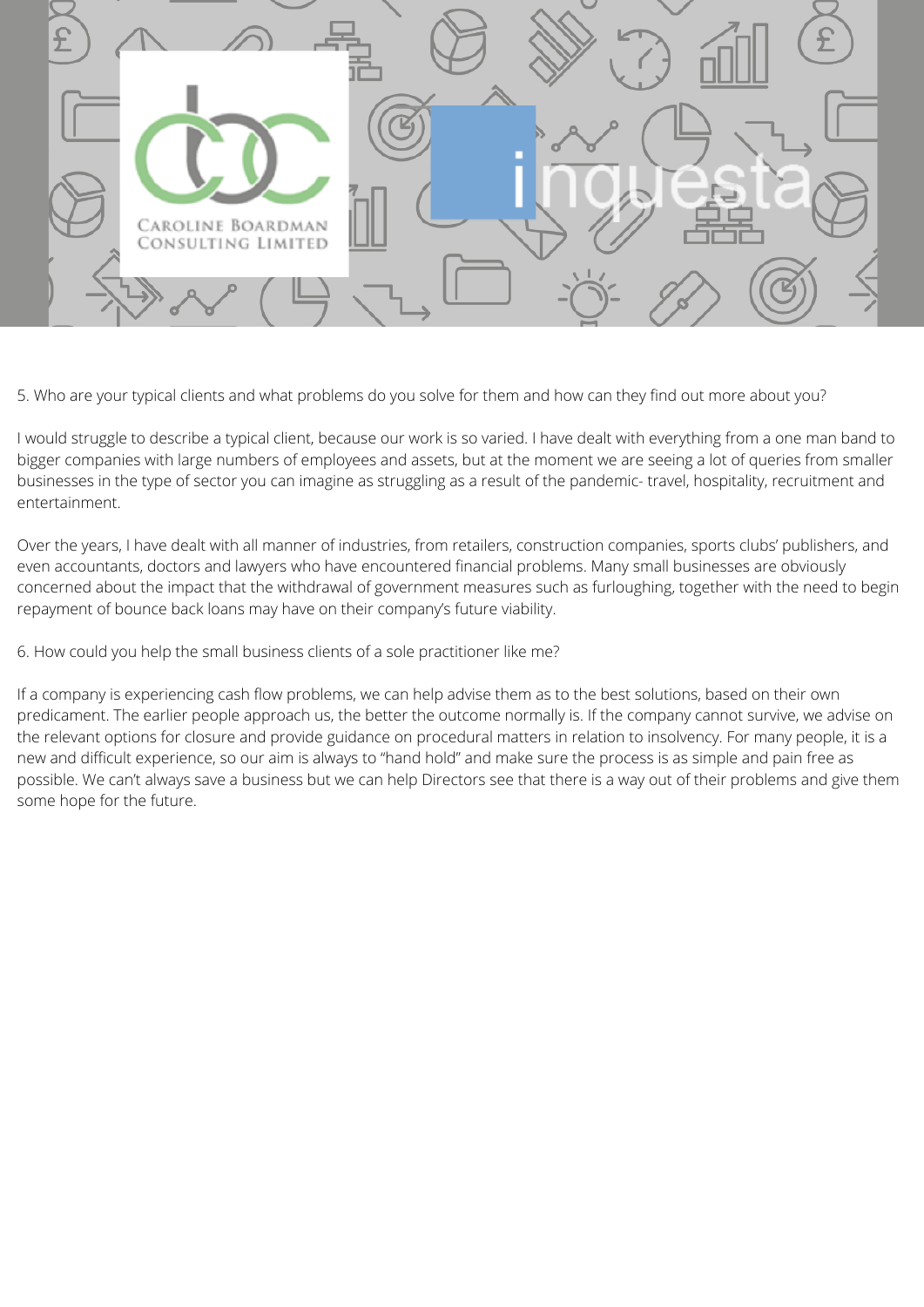5. Who are your typical clients and what problems do you solve for them and how can they find out more about you?

I would struggle to describe a typical client, because our work is so varied. I have dealt with everything from a one man band to bigger companies with large numbers of employees and assets, but at the moment we are seeing a lot of queries from smaller businesses in the type of sector you can imagine as struggling as a result of the pandemic- travel, hospitality, recruitment and entertainment.

Over the years, I have dealt with all manner of industries, from retailers, construction companies, sports clubs' publishers, and even accountants, doctors and lawyers who have encountered financial problems. Many small businesses are obviously concerned about the impact that the withdrawal of government measures such as furloughing, together with the need to begin repayment of bounce back loans may have on their company's future viability.

6. How could you help the small business clients of a sole practitioner like me?

If a company is experiencing cash flow problems, we can help advise them as to the best solutions, based on their own predicament. The earlier people approach us, the better the outcome normally is. If the company cannot survive, we advise on the relevant options for closure and provide guidance on procedural matters in relation to insolvency. For many people, it is a new and difficult experience, so our aim is always to "hand hold" and make sure the process is as simple and pain free as possible. We can't always save a business but we can help Directors see that there is a way out of their problems and give them some hope for the future.